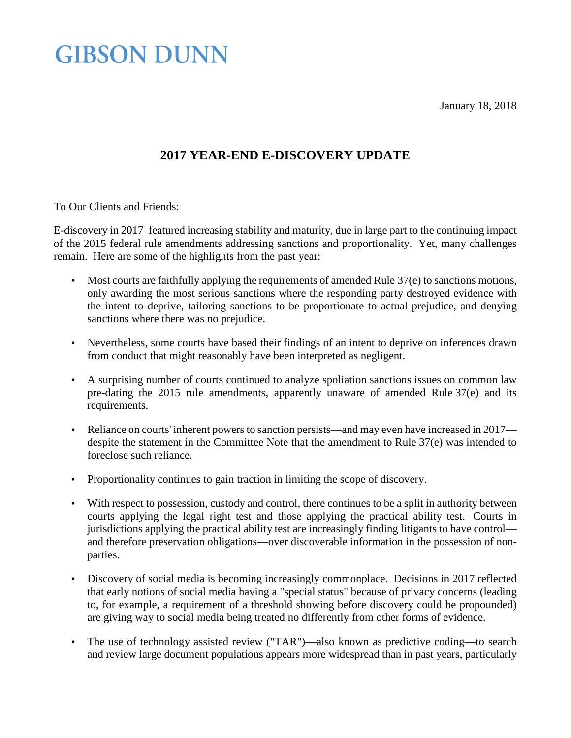# GIBSON DUNN

January 18, 2018

## 2017 YEAR-END E-DISCOVERY UPDATE

To Our Clients and Friends:

E-discovery in 2017 featured increasing stability and maturity, due in large part to the continuing impact of the 2015 federal rule amendments addressing sanctions and proportionality. Yet, many challenges remain. Here are some of the highlights from the past year:

- Most courts are faithfully applying the requirements of amended Rule 37(e) to sanctions motions, only awarding the most serious sanctions where the responding party destroyed evidence with the intent to deprive, tailoring sanctions to be proportionate to actual prejudice, and denying sanctions where there was no prejudice.
- Nevertheless, some courts have based their findings of an intent to deprive on inferences drawn from conduct that might reasonably have been interpreted as negligent.
- A surprising number of courts continued to analyze spoliation sanctions issues on common law pre-dating the 2015 rule amendments, apparently unaware of amended Rule 37(e) and its requirements.
- Reliance on courts' inherent powers to sanction persists—and may even have increased in 2017—despite the statement in the Committee Note that the amendment to Rule 37(e) was intended to foreclose such reliance.
- Proportionality continues to gain traction in limiting the scope of discovery.
- With respect to possession, custody and control, there continues to be a split in authority between courts applying the legal right test and those applying the practical ability test. Courts in jurisdictions applying the practical ability test are increasingly finding litigants to have control—and therefore preservation obligations—over discoverable information in the possession of non-parties.
- Discovery of social media is becoming increasingly commonplace. Decisions in 2017 reflected that early notions of social media having a "special status" because of privacy concerns (leading to, for example, a requirement of a threshold showing before discovery could be propounded) are giving way to social media being treated no differently from other forms of evidence.
- The use of technology assisted review ("TAR")—also known as predictive coding—to search and review large document populations appears more widespread than in past years, particularly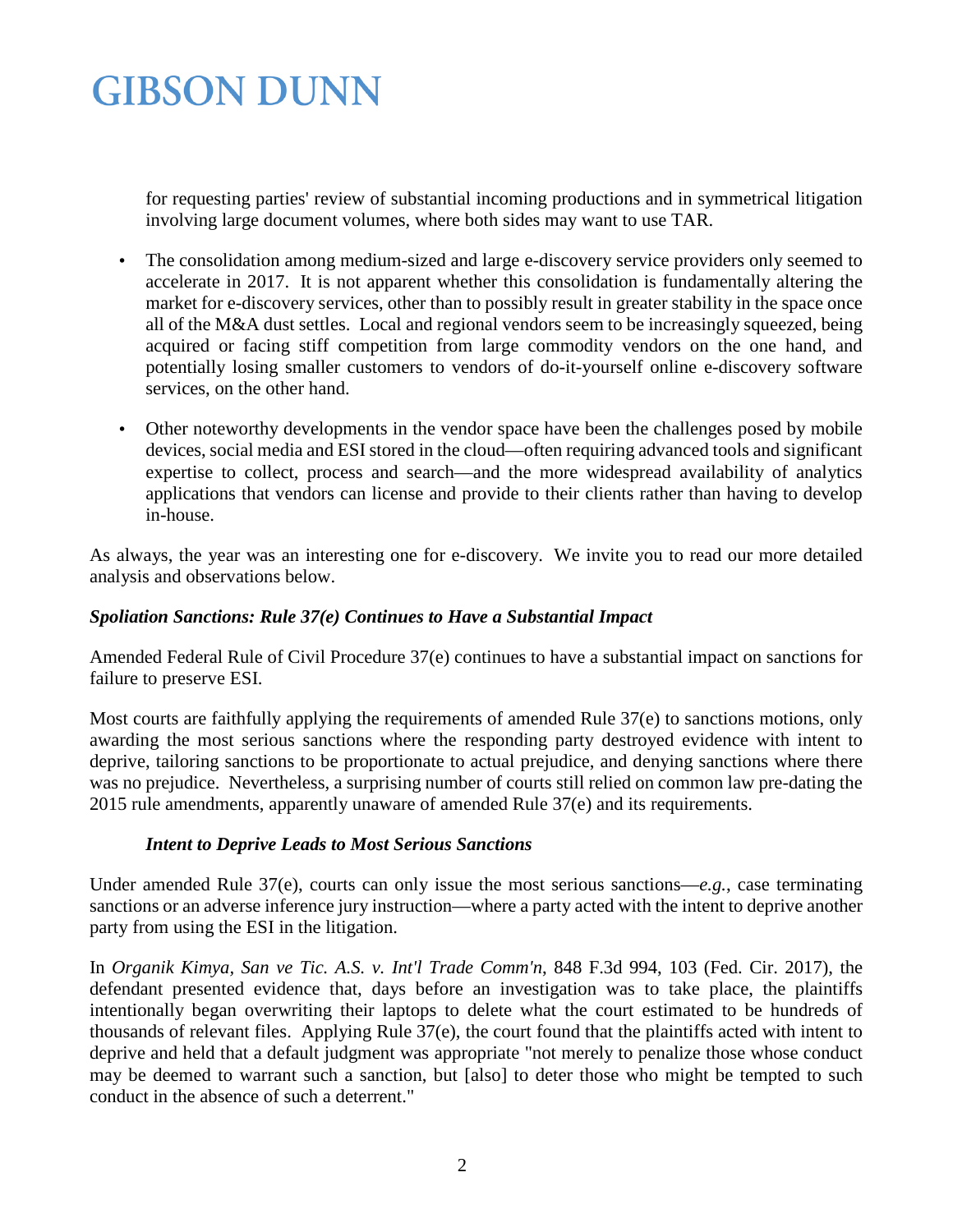for requesting parties' review of substantial incoming productions and in symmetrical litigation involving large document volumes, where both sides may want to use TAR.

- The consolidation among medium-sized and large e-discovery service providers only seemed to accelerate in 2017. It is not apparent whether this consolidation is fundamentally altering the market for e-discovery services, other than to possibly result in greater stability in the space once all of the M&A dust settles. Local and regional vendors seem to be increasingly squeezed, being acquired or facing stiff competition from large commodity vendors on the one hand, and potentially losing smaller customers to vendors of do-it-yourself online e-discovery software services, on the other hand.
- Other noteworthy developments in the vendor space have been the challenges posed by mobile devices, social media and ESI stored in the cloud—often requiring advanced tools and significant expertise to collect, process and search—and the more widespread availability of analytics applications that vendors can license and provide to their clients rather than having to develop in-house.

As always, the year was an interesting one for e-discovery. We invite you to read our more detailed analysis and observations below.

***Spoliation Sanctions: Rule 37(e) Continues to Have a Substantial Impact***

Amended Federal Rule of Civil Procedure 37(e) continues to have a substantial impact on sanctions for failure to preserve ESI.

Most courts are faithfully applying the requirements of amended Rule 37(e) to sanctions motions, only awarding the most serious sanctions where the responding party destroyed evidence with intent to deprive, tailoring sanctions to be proportionate to actual prejudice, and denying sanctions where there was no prejudice. Nevertheless, a surprising number of courts still relied on common law pre-dating the 2015 rule amendments, apparently unaware of amended Rule 37(e) and its requirements.

***Intent to Deprive Leads to Most Serious Sanctions***

Under amended Rule 37(e), courts can only issue the most serious sanctions—*e.g.*, case terminating sanctions or an adverse inference jury instruction—where a party acted with the intent to deprive another party from using the ESI in the litigation.

In *Organik Kimya, San ve Tic. A.S. v. Int'l Trade Comm'n*, 848 F.3d 994, 103 (Fed. Cir. 2017), the defendant presented evidence that, days before an investigation was to take place, the plaintiffs intentionally began overwriting their laptops to delete what the court estimated to be hundreds of thousands of relevant files. Applying Rule 37(e), the court found that the plaintiffs acted with intent to deprive and held that a default judgment was appropriate "not merely to penalize those whose conduct may be deemed to warrant such a sanction, but [also] to deter those who might be tempted to such conduct in the absence of such a deterrent."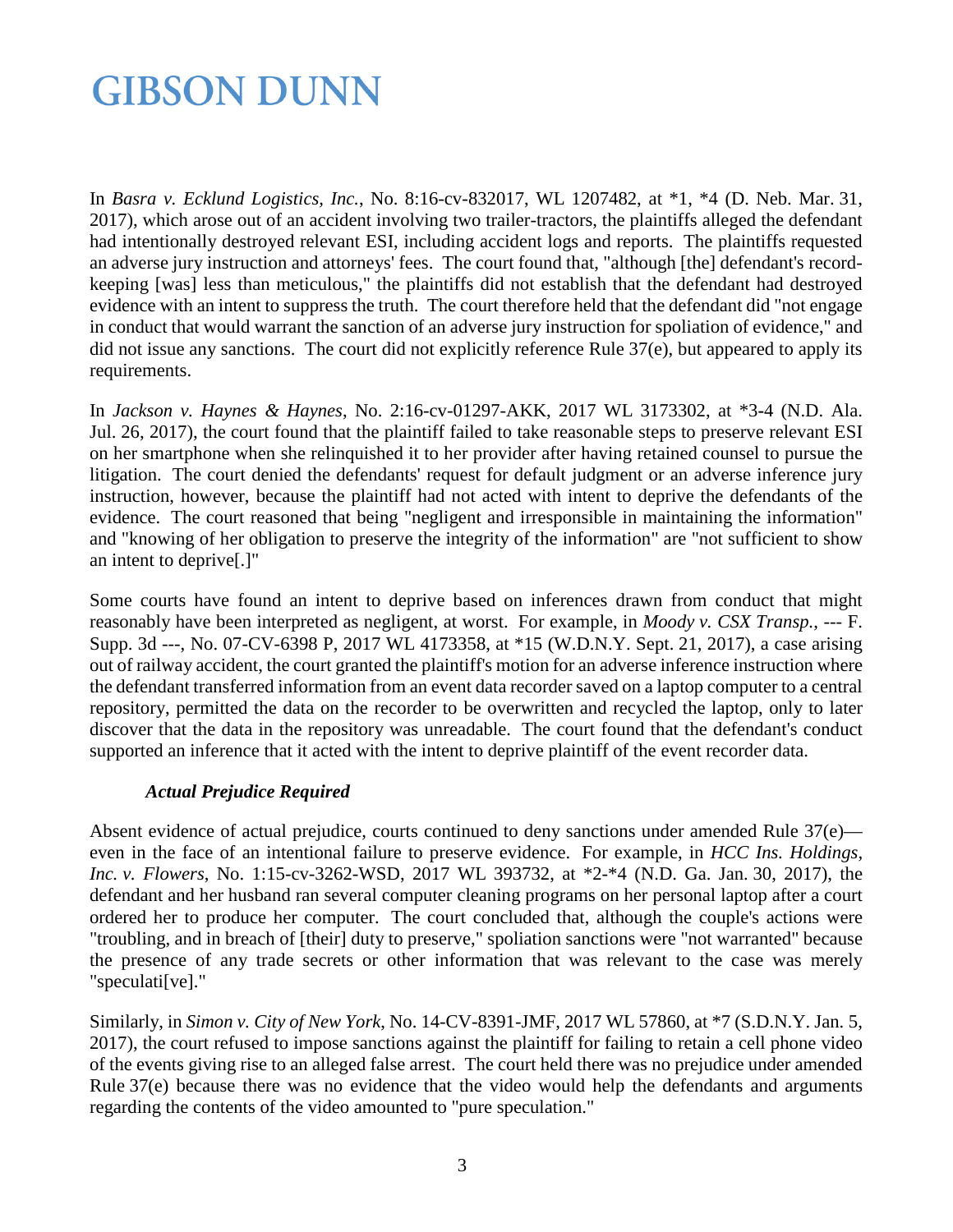In *Basra v. Ecklund Logistics, Inc.*, No. 8:16-cv-832017, WL 1207482, at *1, *4 (D. Neb. Mar. 31, 2017), which arose out of an accident involving two trailer-tractors, the plaintiffs alleged the defendant had intentionally destroyed relevant ESI, including accident logs and reports. The plaintiffs requested an adverse jury instruction and attorneys' fees. The court found that, "although [the] defendant's record-keeping [was] less than meticulous," the plaintiffs did not establish that the defendant had destroyed evidence with an intent to suppress the truth. The court therefore held that the defendant did "not engage in conduct that would warrant the sanction of an adverse jury instruction for spoliation of evidence," and did not issue any sanctions. The court did not explicitly reference Rule 37(e), but appeared to apply its requirements.

In *Jackson v. Haynes & Haynes*, No. 2:16-cv-01297-AKK, 2017 WL 3173302, at *3-4 (N.D. Ala. Jul. 26, 2017), the court found that the plaintiff failed to take reasonable steps to preserve relevant ESI on her smartphone when she relinquished it to her provider after having retained counsel to pursue the litigation. The court denied the defendants' request for default judgment or an adverse inference jury instruction, however, because the plaintiff had not acted with intent to deprive the defendants of the evidence. The court reasoned that being "negligent and irresponsible in maintaining the information" and "knowing of her obligation to preserve the integrity of the information" are "not sufficient to show an intent to deprive[.]"

Some courts have found an intent to deprive based on inferences drawn from conduct that might reasonably have been interpreted as negligent, at worst. For example, in *Moody v. CSX Transp.*, --- F. Supp. 3d ---, No. 07-CV-6398 P, 2017 WL 4173358, at *15 (W.D.N.Y. Sept. 21, 2017), a case arising out of railway accident, the court granted the plaintiff's motion for an adverse inference instruction where the defendant transferred information from an event data recorder saved on a laptop computer to a central repository, permitted the data on the recorder to be overwritten and recycled the laptop, only to later discover that the data in the repository was unreadable. The court found that the defendant's conduct supported an inference that it acted with the intent to deprive plaintiff of the event recorder data.

***Actual Prejudice Required***

Absent evidence of actual prejudice, courts continued to deny sanctions under amended Rule 37(e)—even in the face of an intentional failure to preserve evidence. For example, in *HCC Ins. Holdings, Inc. v. Flowers*, No. 1:15-cv-3262-WSD, 2017 WL 393732, at *2-*4 (N.D. Ga. Jan. 30, 2017), the defendant and her husband ran several computer cleaning programs on her personal laptop after a court ordered her to produce her computer. The court concluded that, although the couple's actions were "troubling, and in breach of [their] duty to preserve," spoliation sanctions were "not warranted" because the presence of any trade secrets or other information that was relevant to the case was merely "speculati[ve]."

Similarly, in *Simon v. City of New York*, No. 14-CV-8391-JMF, 2017 WL 57860, at *7 (S.D.N.Y. Jan. 5, 2017), the court refused to impose sanctions against the plaintiff for failing to retain a cell phone video of the events giving rise to an alleged false arrest. The court held there was no prejudice under amended Rule 37(e) because there was no evidence that the video would help the defendants and arguments regarding the contents of the video amounted to "pure speculation."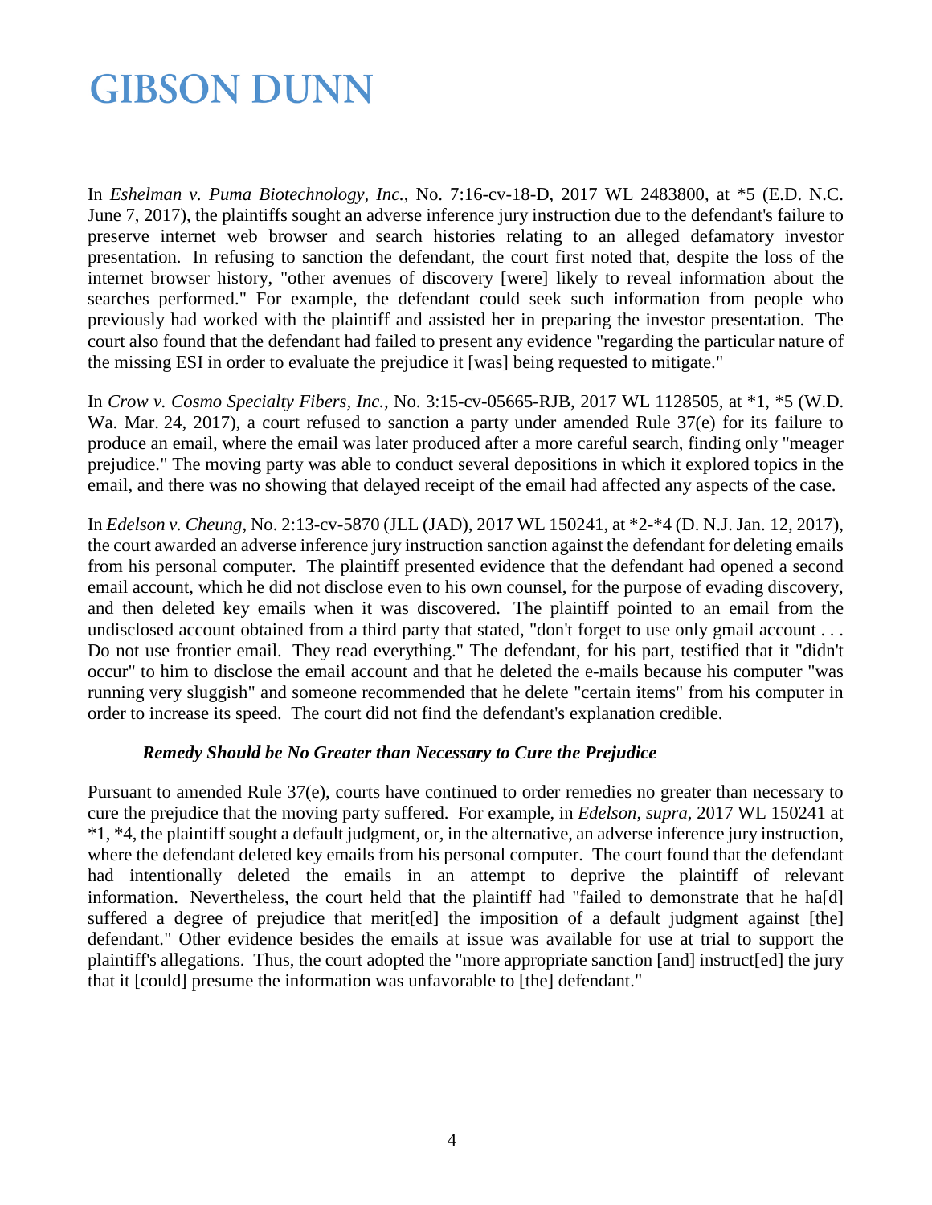In *Eshelman v. Puma Biotechnology, Inc.*, No. 7:16-cv-18-D, 2017 WL 2483800, at *5 (E.D. N.C. June 7, 2017), the plaintiffs sought an adverse inference jury instruction due to the defendant's failure to preserve internet web browser and search histories relating to an alleged defamatory investor presentation. In refusing to sanction the defendant, the court first noted that, despite the loss of the internet browser history, "other avenues of discovery [were] likely to reveal information about the searches performed." For example, the defendant could seek such information from people who previously had worked with the plaintiff and assisted her in preparing the investor presentation. The court also found that the defendant had failed to present any evidence "regarding the particular nature of the missing ESI in order to evaluate the prejudice it [was] being requested to mitigate."

In *Crow v. Cosmo Specialty Fibers, Inc.*, No. 3:15-cv-05665-RJB, 2017 WL 1128505, at *1, *5 (W.D. Wa. Mar. 24, 2017), a court refused to sanction a party under amended Rule 37(e) for its failure to produce an email, where the email was later produced after a more careful search, finding only "meager prejudice." The moving party was able to conduct several depositions in which it explored topics in the email, and there was no showing that delayed receipt of the email had affected any aspects of the case.

In *Edelson v. Cheung*, No. 2:13-cv-5870 (JLL (JAD), 2017 WL 150241, at *2-*4 (D. N.J. Jan. 12, 2017), the court awarded an adverse inference jury instruction sanction against the defendant for deleting emails from his personal computer. The plaintiff presented evidence that the defendant had opened a second email account, which he did not disclose even to his own counsel, for the purpose of evading discovery, and then deleted key emails when it was discovered. The plaintiff pointed to an email from the undisclosed account obtained from a third party that stated, "don't forget to use only gmail account . . . Do not use frontier email. They read everything." The defendant, for his part, testified that it "didn't occur" to him to disclose the email account and that he deleted the e-mails because his computer "was running very sluggish" and someone recommended that he delete "certain items" from his computer in order to increase its speed. The court did not find the defendant's explanation credible.

***Remedy Should be No Greater than Necessary to Cure the Prejudice***

Pursuant to amended Rule 37(e), courts have continued to order remedies no greater than necessary to cure the prejudice that the moving party suffered. For example, in *Edelson*, *supra*, 2017 WL 150241 at *1, *4, the plaintiff sought a default judgment, or, in the alternative, an adverse inference jury instruction, where the defendant deleted key emails from his personal computer. The court found that the defendant had intentionally deleted the emails in an attempt to deprive the plaintiff of relevant information. Nevertheless, the court held that the plaintiff had "failed to demonstrate that he ha[d] suffered a degree of prejudice that merit[ed] the imposition of a default judgment against [the] defendant." Other evidence besides the emails at issue was available for use at trial to support the plaintiff's allegations. Thus, the court adopted the "more appropriate sanction [and] instruct[ed] the jury that it [could] presume the information was unfavorable to [the] defendant."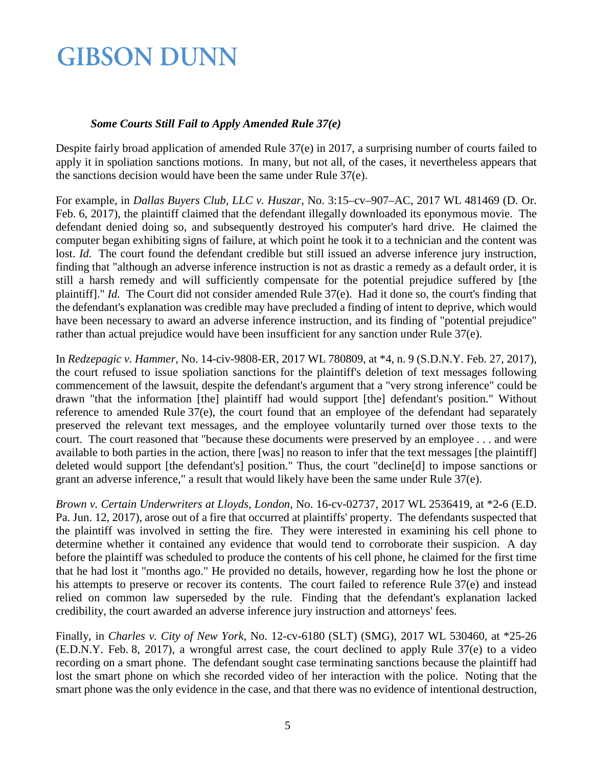***Some Courts Still Fail to Apply Amended Rule 37(e)***

Despite fairly broad application of amended Rule 37(e) in 2017, a surprising number of courts failed to apply it in spoliation sanctions motions. In many, but not all, of the cases, it nevertheless appears that the sanctions decision would have been the same under Rule 37(e).

For example, in *Dallas Buyers Club, LLC v. Huszar*, No. 3:15–cv–907–AC, 2017 WL 481469 (D. Or. Feb. 6, 2017), the plaintiff claimed that the defendant illegally downloaded its eponymous movie. The defendant denied doing so, and subsequently destroyed his computer's hard drive. He claimed the computer began exhibiting signs of failure, at which point he took it to a technician and the content was lost. *Id.* The court found the defendant credible but still issued an adverse inference jury instruction, finding that "although an adverse inference instruction is not as drastic a remedy as a default order, it is still a harsh remedy and will sufficiently compensate for the potential prejudice suffered by [the plaintiff]." *Id.* The Court did not consider amended Rule 37(e). Had it done so, the court's finding that the defendant's explanation was credible may have precluded a finding of intent to deprive, which would have been necessary to award an adverse inference instruction, and its finding of "potential prejudice" rather than actual prejudice would have been insufficient for any sanction under Rule 37(e).

In *Redzepagic v. Hammer*, No. 14-civ-9808-ER, 2017 WL 780809, at *4, n. 9 (S.D.N.Y. Feb. 27, 2017), the court refused to issue spoliation sanctions for the plaintiff's deletion of text messages following commencement of the lawsuit, despite the defendant's argument that a "very strong inference" could be drawn "that the information [the] plaintiff had would support [the] defendant's position." Without reference to amended Rule 37(e), the court found that an employee of the defendant had separately preserved the relevant text messages, and the employee voluntarily turned over those texts to the court. The court reasoned that "because these documents were preserved by an employee . . . and were available to both parties in the action, there [was] no reason to infer that the text messages [the plaintiff] deleted would support [the defendant's] position." Thus, the court "decline[d] to impose sanctions or grant an adverse inference," a result that would likely have been the same under Rule 37(e).

*Brown v. Certain Underwriters at Lloyds, London*, No. 16-cv-02737, 2017 WL 2536419, at *2-6 (E.D. Pa. Jun. 12, 2017), arose out of a fire that occurred at plaintiffs' property. The defendants suspected that the plaintiff was involved in setting the fire. They were interested in examining his cell phone to determine whether it contained any evidence that would tend to corroborate their suspicion. A day before the plaintiff was scheduled to produce the contents of his cell phone, he claimed for the first time that he had lost it "months ago." He provided no details, however, regarding how he lost the phone or his attempts to preserve or recover its contents. The court failed to reference Rule 37(e) and instead relied on common law superseded by the rule. Finding that the defendant's explanation lacked credibility, the court awarded an adverse inference jury instruction and attorneys' fees.

Finally, in *Charles v. City of New York*, No. 12-cv-6180 (SLT) (SMG), 2017 WL 530460, at *25-26 (E.D.N.Y. Feb. 8, 2017), a wrongful arrest case, the court declined to apply Rule 37(e) to a video recording on a smart phone. The defendant sought case terminating sanctions because the plaintiff had lost the smart phone on which she recorded video of her interaction with the police. Noting that the smart phone was the only evidence in the case, and that there was no evidence of intentional destruction,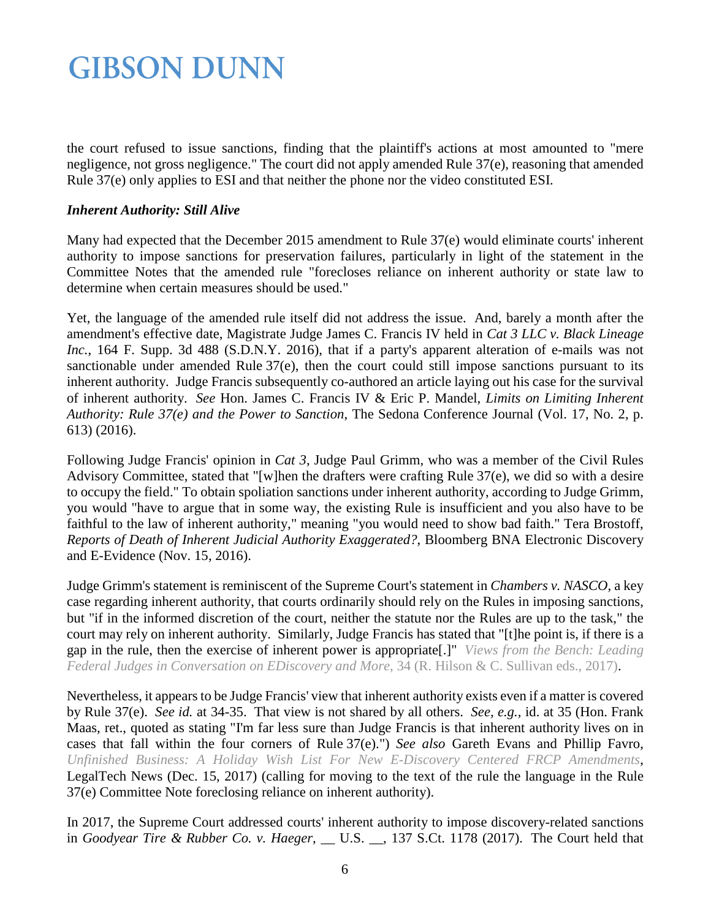the court refused to issue sanctions, finding that the plaintiff's actions at most amounted to "mere negligence, not gross negligence." The court did not apply amended Rule 37(e), reasoning that amended Rule 37(e) only applies to ESI and that neither the phone nor the video constituted ESI.

***Inherent Authority: Still Alive***

Many had expected that the December 2015 amendment to Rule 37(e) would eliminate courts' inherent authority to impose sanctions for preservation failures, particularly in light of the statement in the Committee Notes that the amended rule "forecloses reliance on inherent authority or state law to determine when certain measures should be used."

Yet, the language of the amended rule itself did not address the issue. And, barely a month after the amendment's effective date, Magistrate Judge James C. Francis IV held in *Cat 3 LLC v. Black Lineage Inc.*, 164 F. Supp. 3d 488 (S.D.N.Y. 2016), that if a party's apparent alteration of e-mails was not sanctionable under amended Rule 37(e), then the court could still impose sanctions pursuant to its inherent authority. Judge Francis subsequently co-authored an article laying out his case for the survival of inherent authority. *See* Hon. James C. Francis IV & Eric P. Mandel, *Limits on Limiting Inherent Authority: Rule 37(e) and the Power to Sanction*, The Sedona Conference Journal (Vol. 17, No. 2, p. 613) (2016).

Following Judge Francis' opinion in *Cat 3*, Judge Paul Grimm, who was a member of the Civil Rules Advisory Committee, stated that "[w]hen the drafters were crafting Rule 37(e), we did so with a desire to occupy the field." To obtain spoliation sanctions under inherent authority, according to Judge Grimm, you would "have to argue that in some way, the existing Rule is insufficient and you also have to be faithful to the law of inherent authority," meaning "you would need to show bad faith." Tera Brostoff, *Reports of Death of Inherent Judicial Authority Exaggerated?*, Bloomberg BNA Electronic Discovery and E-Evidence (Nov. 15, 2016).

Judge Grimm's statement is reminiscent of the Supreme Court's statement in *Chambers v. NASCO*, a key case regarding inherent authority, that courts ordinarily should rely on the Rules in imposing sanctions, but "if in the informed discretion of the court, neither the statute nor the Rules are up to the task," the court may rely on inherent authority. Similarly, Judge Francis has stated that "[t]he point is, if there is a gap in the rule, then the exercise of inherent power is appropriate[.]" *Views from the Bench: Leading Federal Judges in Conversation on EDiscovery and More*, 34 (R. Hilson & C. Sullivan eds., 2017).

Nevertheless, it appears to be Judge Francis' view that inherent authority exists even if a matter is covered by Rule 37(e). *See id.* at 34-35. That view is not shared by all others. *See, e.g.,* id. at 35 (Hon. Frank Maas, ret., quoted as stating "I'm far less sure than Judge Francis is that inherent authority lives on in cases that fall within the four corners of Rule 37(e).") *See also* Gareth Evans and Phillip Favro, *Unfinished Business: A Holiday Wish List For New E-Discovery Centered FRCP Amendments*, LegalTech News (Dec. 15, 2017) (calling for moving to the text of the rule the language in the Rule 37(e) Committee Note foreclosing reliance on inherent authority).

In 2017, the Supreme Court addressed courts' inherent authority to impose discovery-related sanctions in *Goodyear Tire & Rubber Co. v. Haeger*, __ U.S. __, 137 S.Ct. 1178 (2017). The Court held that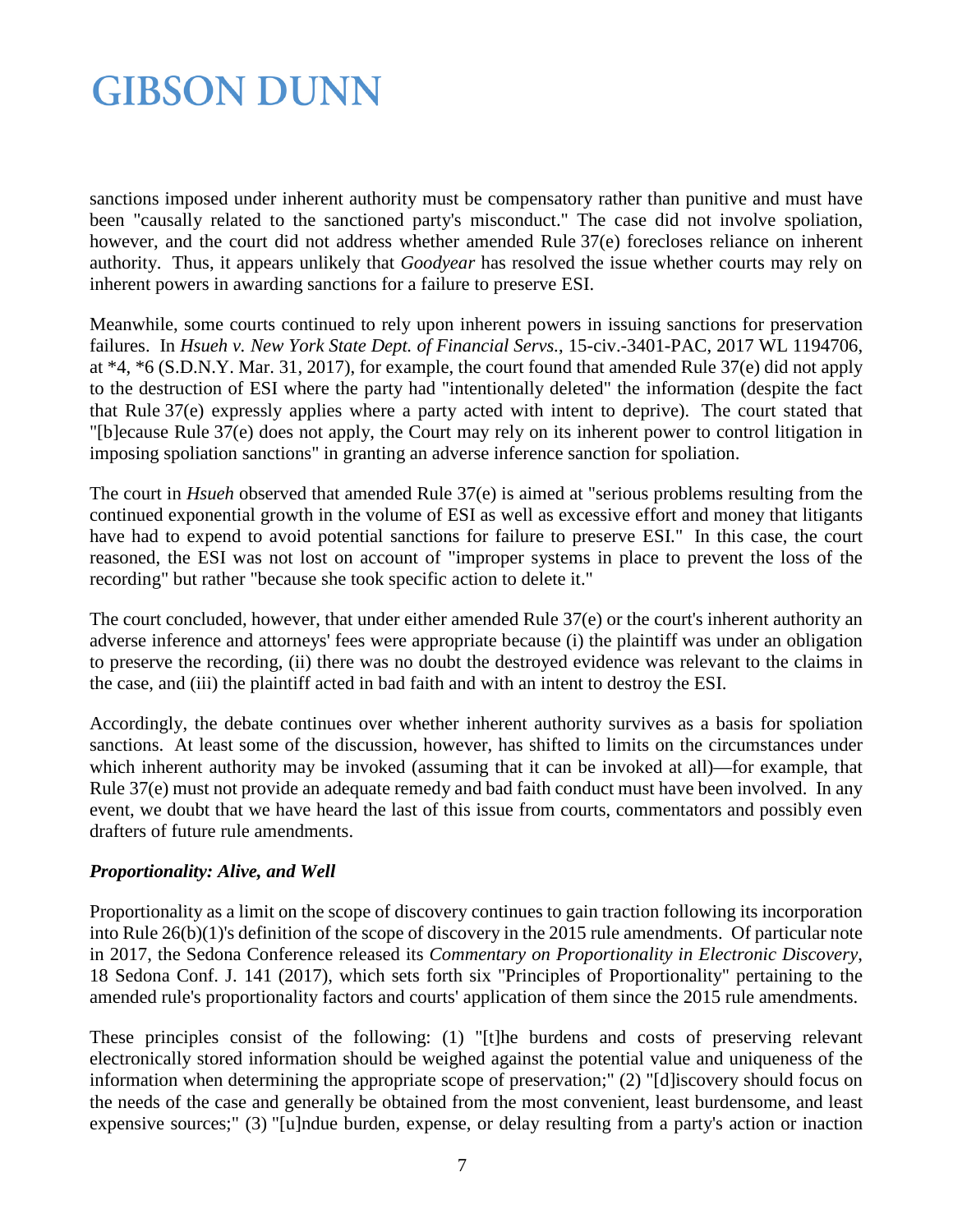sanctions imposed under inherent authority must be compensatory rather than punitive and must have been "causally related to the sanctioned party's misconduct." The case did not involve spoliation, however, and the court did not address whether amended Rule 37(e) forecloses reliance on inherent authority. Thus, it appears unlikely that *Goodyear* has resolved the issue whether courts may rely on inherent powers in awarding sanctions for a failure to preserve ESI.

Meanwhile, some courts continued to rely upon inherent powers in issuing sanctions for preservation failures. In *Hsueh v. New York State Dept. of Financial Servs.*, 15-civ.-3401-PAC, 2017 WL 1194706, at *4, *6 (S.D.N.Y. Mar. 31, 2017), for example, the court found that amended Rule 37(e) did not apply to the destruction of ESI where the party had "intentionally deleted" the information (despite the fact that Rule 37(e) expressly applies where a party acted with intent to deprive). The court stated that "[b]ecause Rule 37(e) does not apply, the Court may rely on its inherent power to control litigation in imposing spoliation sanctions" in granting an adverse inference sanction for spoliation.

The court in *Hsueh* observed that amended Rule 37(e) is aimed at "serious problems resulting from the continued exponential growth in the volume of ESI as well as excessive effort and money that litigants have had to expend to avoid potential sanctions for failure to preserve ESI." In this case, the court reasoned, the ESI was not lost on account of "improper systems in place to prevent the loss of the recording" but rather "because she took specific action to delete it."

The court concluded, however, that under either amended Rule 37(e) or the court's inherent authority an adverse inference and attorneys' fees were appropriate because (i) the plaintiff was under an obligation to preserve the recording, (ii) there was no doubt the destroyed evidence was relevant to the claims in the case, and (iii) the plaintiff acted in bad faith and with an intent to destroy the ESI.

Accordingly, the debate continues over whether inherent authority survives as a basis for spoliation sanctions. At least some of the discussion, however, has shifted to limits on the circumstances under which inherent authority may be invoked (assuming that it can be invoked at all)—for example, that Rule 37(e) must not provide an adequate remedy and bad faith conduct must have been involved. In any event, we doubt that we have heard the last of this issue from courts, commentators and possibly even drafters of future rule amendments.

### *Proportionality: Alive, and Well*

Proportionality as a limit on the scope of discovery continues to gain traction following its incorporation into Rule 26(b)(1)'s definition of the scope of discovery in the 2015 rule amendments. Of particular note in 2017, the Sedona Conference released its *Commentary on Proportionality in Electronic Discovery*, 18 Sedona Conf. J. 141 (2017), which sets forth six "Principles of Proportionality" pertaining to the amended rule's proportionality factors and courts' application of them since the 2015 rule amendments.

These principles consist of the following: (1) "[t]he burdens and costs of preserving relevant electronically stored information should be weighed against the potential value and uniqueness of the information when determining the appropriate scope of preservation;" (2) "[d]iscovery should focus on the needs of the case and generally be obtained from the most convenient, least burdensome, and least expensive sources;" (3) "[u]ndue burden, expense, or delay resulting from a party's action or inaction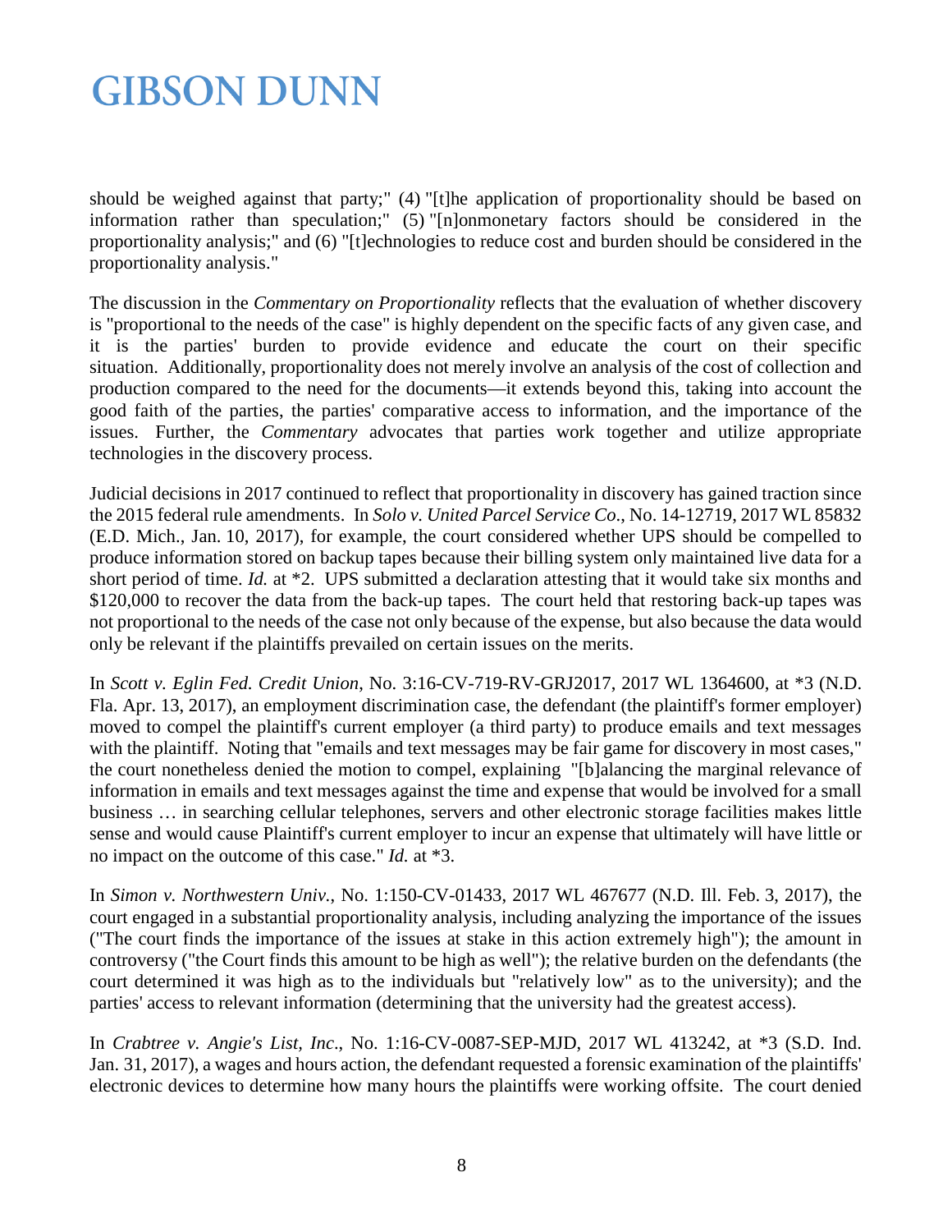should be weighed against that party;" (4) "[t]he application of proportionality should be based on information rather than speculation;" (5) "[n]onmonetary factors should be considered in the proportionality analysis;" and (6) "[t]echnologies to reduce cost and burden should be considered in the proportionality analysis."

The discussion in the *Commentary on Proportionality* reflects that the evaluation of whether discovery is "proportional to the needs of the case" is highly dependent on the specific facts of any given case, and it is the parties' burden to provide evidence and educate the court on their specific situation. Additionally, proportionality does not merely involve an analysis of the cost of collection and production compared to the need for the documents—it extends beyond this, taking into account the good faith of the parties, the parties' comparative access to information, and the importance of the issues. Further, the *Commentary* advocates that parties work together and utilize appropriate technologies in the discovery process.

Judicial decisions in 2017 continued to reflect that proportionality in discovery has gained traction since the 2015 federal rule amendments. In *Solo v. United Parcel Service Co.*, No. 14-12719, 2017 WL 85832 (E.D. Mich., Jan. 10, 2017), for example, the court considered whether UPS should be compelled to produce information stored on backup tapes because their billing system only maintained live data for a short period of time. *Id.* at *2. UPS submitted a declaration attesting that it would take six months and $120,000 to recover the data from the back-up tapes. The court held that restoring back-up tapes was not proportional to the needs of the case not only because of the expense, but also because the data would only be relevant if the plaintiffs prevailed on certain issues on the merits.

In *Scott v. Eglin Fed. Credit Union*, No. 3:16-CV-719-RV-GRJ2017, 2017 WL 1364600, at *3 (N.D. Fla. Apr. 13, 2017), an employment discrimination case, the defendant (the plaintiff's former employer) moved to compel the plaintiff's current employer (a third party) to produce emails and text messages with the plaintiff. Noting that "emails and text messages may be fair game for discovery in most cases," the court nonetheless denied the motion to compel, explaining "[b]alancing the marginal relevance of information in emails and text messages against the time and expense that would be involved for a small business … in searching cellular telephones, servers and other electronic storage facilities makes little sense and would cause Plaintiff's current employer to incur an expense that ultimately will have little or no impact on the outcome of this case." *Id.* at *3.

In *Simon v. Northwestern Univ.*, No. 1:150-CV-01433, 2017 WL 467677 (N.D. Ill. Feb. 3, 2017), the court engaged in a substantial proportionality analysis, including analyzing the importance of the issues ("The court finds the importance of the issues at stake in this action extremely high"); the amount in controversy ("the Court finds this amount to be high as well"); the relative burden on the defendants (the court determined it was high as to the individuals but "relatively low" as to the university); and the parties' access to relevant information (determining that the university had the greatest access).

In *Crabtree v. Angie's List, Inc.*, No. 1:16-CV-0087-SEP-MJD, 2017 WL 413242, at *3 (S.D. Ind. Jan. 31, 2017), a wages and hours action, the defendant requested a forensic examination of the plaintiffs' electronic devices to determine how many hours the plaintiffs were working offsite. The court denied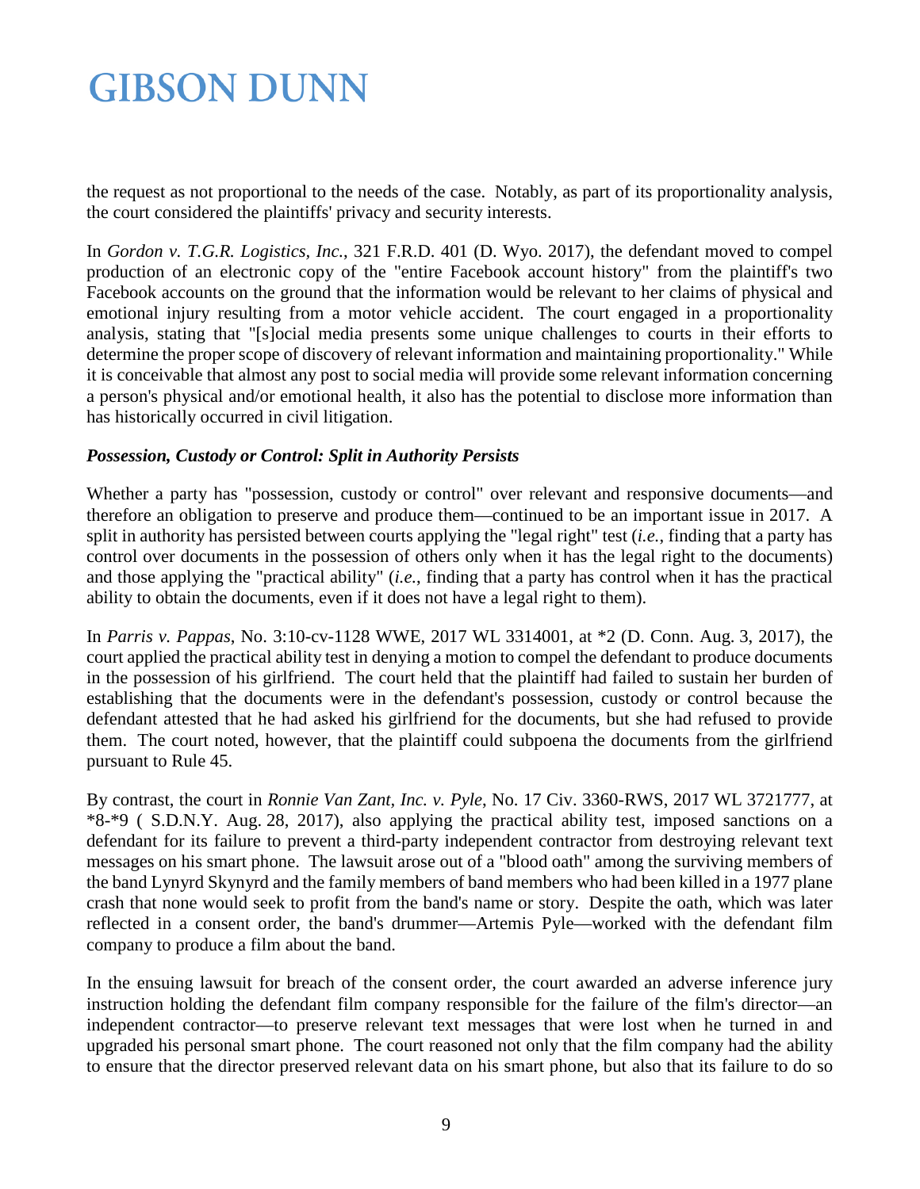the request as not proportional to the needs of the case. Notably, as part of its proportionality analysis, the court considered the plaintiffs' privacy and security interests.

In *Gordon v. T.G.R. Logistics, Inc.*, 321 F.R.D. 401 (D. Wyo. 2017), the defendant moved to compel production of an electronic copy of the "entire Facebook account history" from the plaintiff's two Facebook accounts on the ground that the information would be relevant to her claims of physical and emotional injury resulting from a motor vehicle accident. The court engaged in a proportionality analysis, stating that "[s]ocial media presents some unique challenges to courts in their efforts to determine the proper scope of discovery of relevant information and maintaining proportionality." While it is conceivable that almost any post to social media will provide some relevant information concerning a person's physical and/or emotional health, it also has the potential to disclose more information than has historically occurred in civil litigation.

***Possession, Custody or Control: Split in Authority Persists***

Whether a party has "possession, custody or control" over relevant and responsive documents—and therefore an obligation to preserve and produce them—continued to be an important issue in 2017. A split in authority has persisted between courts applying the "legal right" test (*i.e.*, finding that a party has control over documents in the possession of others only when it has the legal right to the documents) and those applying the "practical ability" (*i.e.*, finding that a party has control when it has the practical ability to obtain the documents, even if it does not have a legal right to them).

In *Parris v. Pappas*, No. 3:10-cv-1128 WWE, 2017 WL 3314001, at *2 (D. Conn. Aug. 3, 2017), the court applied the practical ability test in denying a motion to compel the defendant to produce documents in the possession of his girlfriend. The court held that the plaintiff had failed to sustain her burden of establishing that the documents were in the defendant's possession, custody or control because the defendant attested that he had asked his girlfriend for the documents, but she had refused to provide them. The court noted, however, that the plaintiff could subpoena the documents from the girlfriend pursuant to Rule 45.

By contrast, the court in *Ronnie Van Zant, Inc. v. Pyle*, No. 17 Civ. 3360-RWS, 2017 WL 3721777, at *8-*9 ( S.D.N.Y. Aug. 28, 2017), also applying the practical ability test, imposed sanctions on a defendant for its failure to prevent a third-party independent contractor from destroying relevant text messages on his smart phone. The lawsuit arose out of a "blood oath" among the surviving members of the band Lynyrd Skynyrd and the family members of band members who had been killed in a 1977 plane crash that none would seek to profit from the band's name or story. Despite the oath, which was later reflected in a consent order, the band's drummer—Artemis Pyle—worked with the defendant film company to produce a film about the band.

In the ensuing lawsuit for breach of the consent order, the court awarded an adverse inference jury instruction holding the defendant film company responsible for the failure of the film's director—an independent contractor—to preserve relevant text messages that were lost when he turned in and upgraded his personal smart phone. The court reasoned not only that the film company had the ability to ensure that the director preserved relevant data on his smart phone, but also that its failure to do so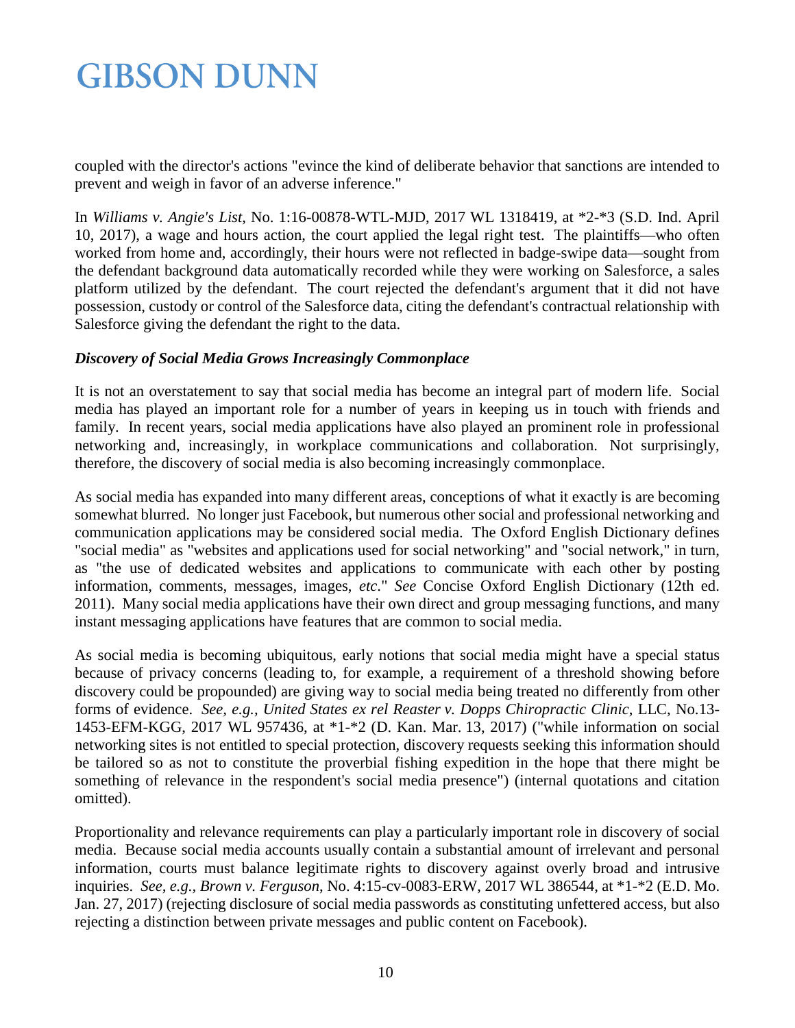coupled with the director's actions "evince the kind of deliberate behavior that sanctions are intended to prevent and weigh in favor of an adverse inference."

In *Williams v. Angie's List*, No. 1:16-00878-WTL-MJD, 2017 WL 1318419, at *2-*3 (S.D. Ind. April 10, 2017), a wage and hours action, the court applied the legal right test. The plaintiffs—who often worked from home and, accordingly, their hours were not reflected in badge-swipe data—sought from the defendant background data automatically recorded while they were working on Salesforce, a sales platform utilized by the defendant. The court rejected the defendant's argument that it did not have possession, custody or control of the Salesforce data, citing the defendant's contractual relationship with Salesforce giving the defendant the right to the data.

***Discovery of Social Media Grows Increasingly Commonplace***

It is not an overstatement to say that social media has become an integral part of modern life. Social media has played an important role for a number of years in keeping us in touch with friends and family. In recent years, social media applications have also played an prominent role in professional networking and, increasingly, in workplace communications and collaboration. Not surprisingly, therefore, the discovery of social media is also becoming increasingly commonplace.

As social media has expanded into many different areas, conceptions of what it exactly is are becoming somewhat blurred. No longer just Facebook, but numerous other social and professional networking and communication applications may be considered social media. The Oxford English Dictionary defines "social media" as "websites and applications used for social networking" and "social network," in turn, as "the use of dedicated websites and applications to communicate with each other by posting information, comments, messages, images, *etc*." *See* Concise Oxford English Dictionary (12th ed. 2011). Many social media applications have their own direct and group messaging functions, and many instant messaging applications have features that are common to social media.

As social media is becoming ubiquitous, early notions that social media might have a special status because of privacy concerns (leading to, for example, a requirement of a threshold showing before discovery could be propounded) are giving way to social media being treated no differently from other forms of evidence. *See, e.g., United States ex rel Reaster v. Dopps Chiropractic Clinic*, LLC, No.13-1453-EFM-KGG, 2017 WL 957436, at *1-*2 (D. Kan. Mar. 13, 2017) ("while information on social networking sites is not entitled to special protection, discovery requests seeking this information should be tailored so as not to constitute the proverbial fishing expedition in the hope that there might be something of relevance in the respondent's social media presence") (internal quotations and citation omitted).

Proportionality and relevance requirements can play a particularly important role in discovery of social media. Because social media accounts usually contain a substantial amount of irrelevant and personal information, courts must balance legitimate rights to discovery against overly broad and intrusive inquiries. *See, e.g., Brown v. Ferguson*, No. 4:15-cv-0083-ERW, 2017 WL 386544, at *1-*2 (E.D. Mo. Jan. 27, 2017) (rejecting disclosure of social media passwords as constituting unfettered access, but also rejecting a distinction between private messages and public content on Facebook).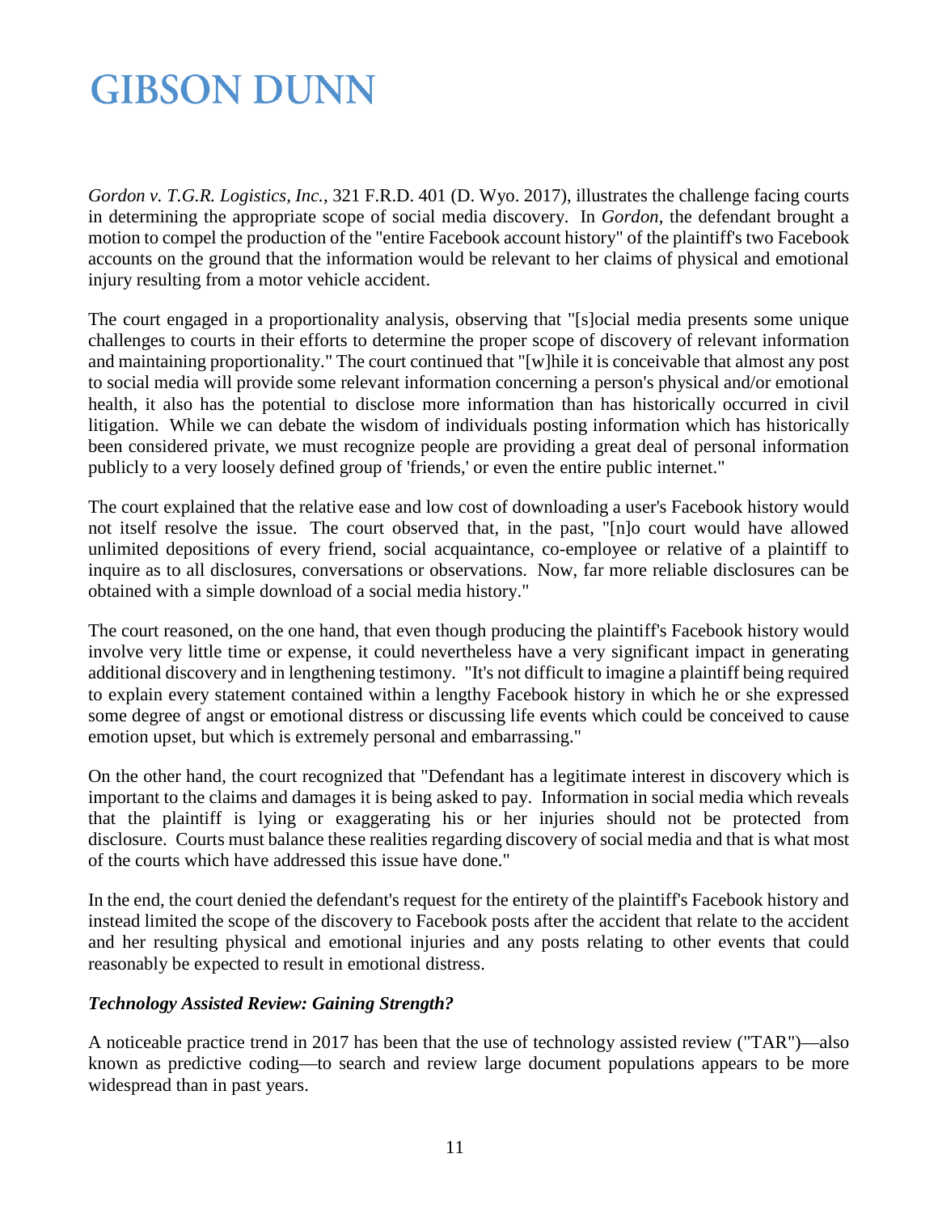*Gordon v. T.G.R. Logistics, Inc.*, 321 F.R.D. 401 (D. Wyo. 2017), illustrates the challenge facing courts in determining the appropriate scope of social media discovery. In *Gordon*, the defendant brought a motion to compel the production of the "entire Facebook account history" of the plaintiff's two Facebook accounts on the ground that the information would be relevant to her claims of physical and emotional injury resulting from a motor vehicle accident.

The court engaged in a proportionality analysis, observing that "[s]ocial media presents some unique challenges to courts in their efforts to determine the proper scope of discovery of relevant information and maintaining proportionality." The court continued that "[w]hile it is conceivable that almost any post to social media will provide some relevant information concerning a person's physical and/or emotional health, it also has the potential to disclose more information than has historically occurred in civil litigation. While we can debate the wisdom of individuals posting information which has historically been considered private, we must recognize people are providing a great deal of personal information publicly to a very loosely defined group of 'friends,' or even the entire public internet."

The court explained that the relative ease and low cost of downloading a user's Facebook history would not itself resolve the issue. The court observed that, in the past, "[n]o court would have allowed unlimited depositions of every friend, social acquaintance, co-employee or relative of a plaintiff to inquire as to all disclosures, conversations or observations. Now, far more reliable disclosures can be obtained with a simple download of a social media history."

The court reasoned, on the one hand, that even though producing the plaintiff's Facebook history would involve very little time or expense, it could nevertheless have a very significant impact in generating additional discovery and in lengthening testimony. "It's not difficult to imagine a plaintiff being required to explain every statement contained within a lengthy Facebook history in which he or she expressed some degree of angst or emotional distress or discussing life events which could be conceived to cause emotion upset, but which is extremely personal and embarrassing."

On the other hand, the court recognized that "Defendant has a legitimate interest in discovery which is important to the claims and damages it is being asked to pay. Information in social media which reveals that the plaintiff is lying or exaggerating his or her injuries should not be protected from disclosure. Courts must balance these realities regarding discovery of social media and that is what most of the courts which have addressed this issue have done."

In the end, the court denied the defendant's request for the entirety of the plaintiff's Facebook history and instead limited the scope of the discovery to Facebook posts after the accident that relate to the accident and her resulting physical and emotional injuries and any posts relating to other events that could reasonably be expected to result in emotional distress.

### *Technology Assisted Review: Gaining Strength?*

A noticeable practice trend in 2017 has been that the use of technology assisted review ("TAR")—also known as predictive coding—to search and review large document populations appears to be more widespread than in past years.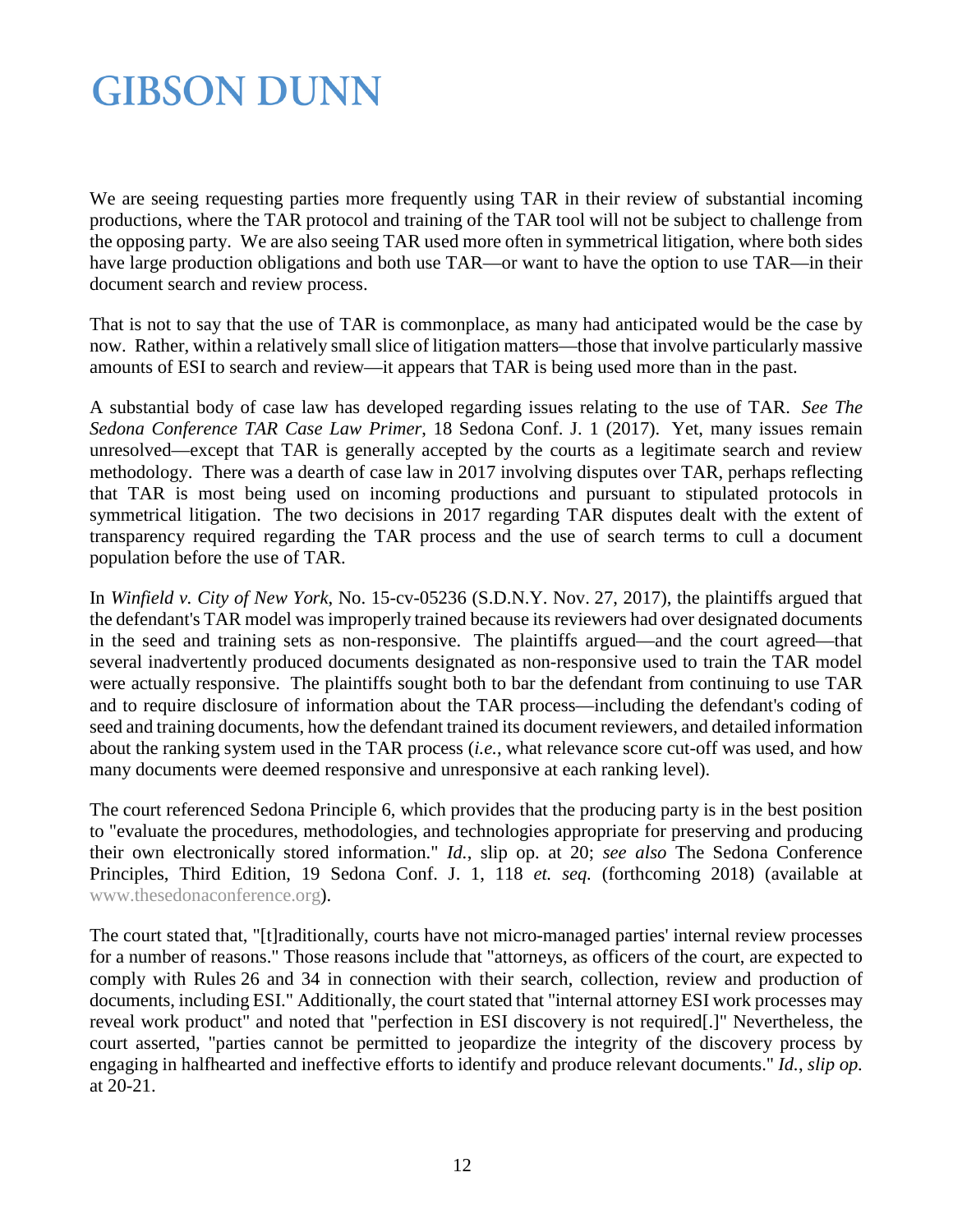We are seeing requesting parties more frequently using TAR in their review of substantial incoming productions, where the TAR protocol and training of the TAR tool will not be subject to challenge from the opposing party. We are also seeing TAR used more often in symmetrical litigation, where both sides have large production obligations and both use TAR—or want to have the option to use TAR—in their document search and review process.

That is not to say that the use of TAR is commonplace, as many had anticipated would be the case by now. Rather, within a relatively small slice of litigation matters—those that involve particularly massive amounts of ESI to search and review—it appears that TAR is being used more than in the past.

A substantial body of case law has developed regarding issues relating to the use of TAR. *See The Sedona Conference TAR Case Law Primer*, 18 Sedona Conf. J. 1 (2017). Yet, many issues remain unresolved—except that TAR is generally accepted by the courts as a legitimate search and review methodology. There was a dearth of case law in 2017 involving disputes over TAR, perhaps reflecting that TAR is most being used on incoming productions and pursuant to stipulated protocols in symmetrical litigation. The two decisions in 2017 regarding TAR disputes dealt with the extent of transparency required regarding the TAR process and the use of search terms to cull a document population before the use of TAR.

In *Winfield v. City of New York*, No. 15-cv-05236 (S.D.N.Y. Nov. 27, 2017), the plaintiffs argued that the defendant's TAR model was improperly trained because its reviewers had over designated documents in the seed and training sets as non-responsive. The plaintiffs argued—and the court agreed—that several inadvertently produced documents designated as non-responsive used to train the TAR model were actually responsive. The plaintiffs sought both to bar the defendant from continuing to use TAR and to require disclosure of information about the TAR process—including the defendant's coding of seed and training documents, how the defendant trained its document reviewers, and detailed information about the ranking system used in the TAR process (*i.e.*, what relevance score cut-off was used, and how many documents were deemed responsive and unresponsive at each ranking level).

The court referenced Sedona Principle 6, which provides that the producing party is in the best position to "evaluate the procedures, methodologies, and technologies appropriate for preserving and producing their own electronically stored information." *Id.*, slip op. at 20; *see also* The Sedona Conference Principles, Third Edition, 19 Sedona Conf. J. 1, 118 *et. seq.* (forthcoming 2018) (available at www.thesedonaconference.org).

The court stated that, "[t]raditionally, courts have not micro-managed parties' internal review processes for a number of reasons." Those reasons include that "attorneys, as officers of the court, are expected to comply with Rules 26 and 34 in connection with their search, collection, review and production of documents, including ESI." Additionally, the court stated that "internal attorney ESI work processes may reveal work product" and noted that "perfection in ESI discovery is not required[.]" Nevertheless, the court asserted, "parties cannot be permitted to jeopardize the integrity of the discovery process by engaging in halfhearted and ineffective efforts to identify and produce relevant documents." *Id.*, *slip op.* at 20-21.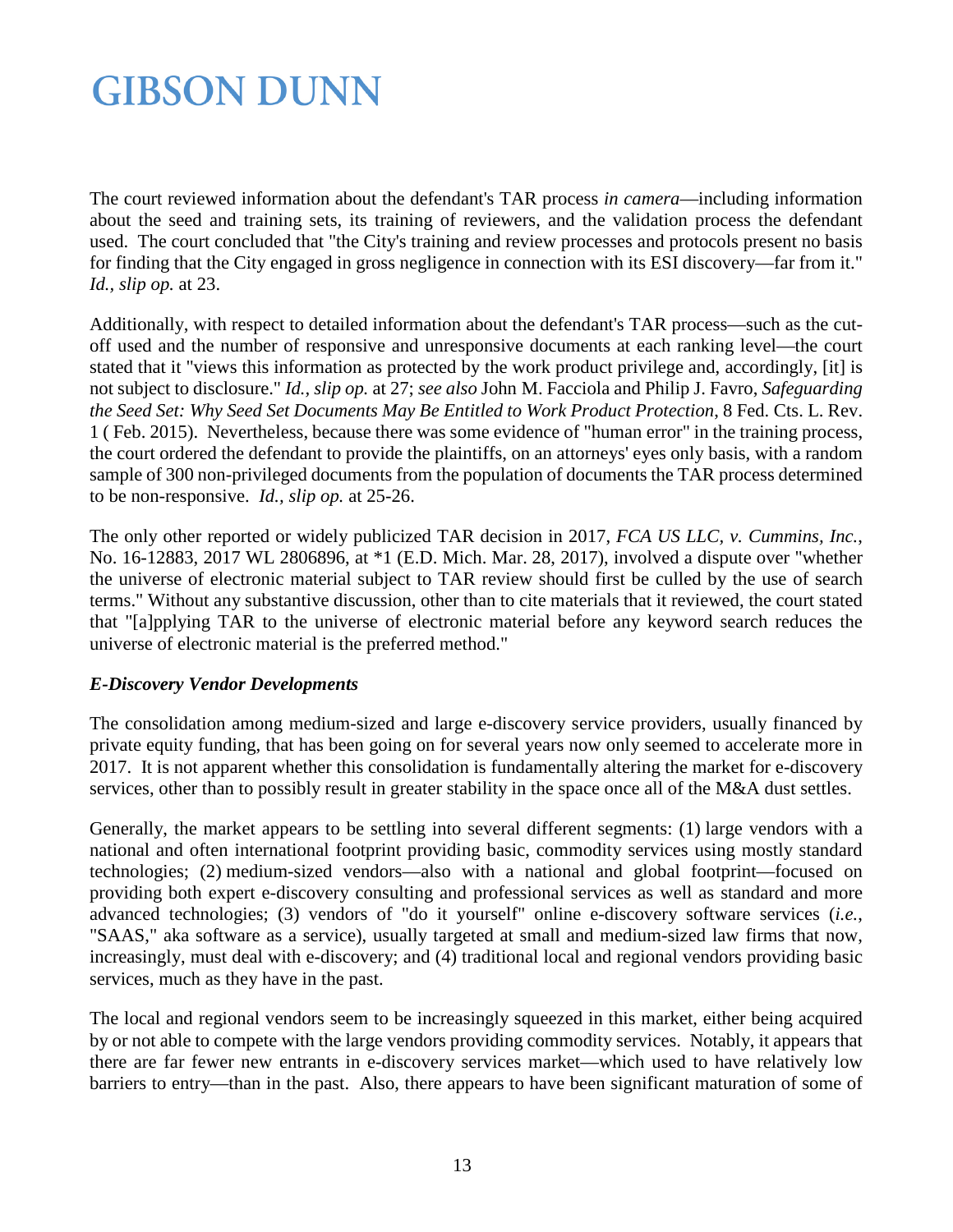The court reviewed information about the defendant's TAR process *in camera*—including information about the seed and training sets, its training of reviewers, and the validation process the defendant used. The court concluded that "the City's training and review processes and protocols present no basis for finding that the City engaged in gross negligence in connection with its ESI discovery—far from it." *Id., slip op.* at 23.

Additionally, with respect to detailed information about the defendant's TAR process—such as the cut-off used and the number of responsive and unresponsive documents at each ranking level—the court stated that it "views this information as protected by the work product privilege and, accordingly, [it] is not subject to disclosure." *Id., slip op.* at 27; *see also* John M. Facciola and Philip J. Favro, *Safeguarding the Seed Set: Why Seed Set Documents May Be Entitled to Work Product Protection*, 8 Fed. Cts. L. Rev. 1 ( Feb. 2015). Nevertheless, because there was some evidence of "human error" in the training process, the court ordered the defendant to provide the plaintiffs, on an attorneys' eyes only basis, with a random sample of 300 non-privileged documents from the population of documents the TAR process determined to be non-responsive. *Id., slip op.* at 25-26.

The only other reported or widely publicized TAR decision in 2017, *FCA US LLC, v. Cummins, Inc.*, No. 16-12883, 2017 WL 2806896, at *1 (E.D. Mich. Mar. 28, 2017), involved a dispute over "whether the universe of electronic material subject to TAR review should first be culled by the use of search terms." Without any substantive discussion, other than to cite materials that it reviewed, the court stated that "[a]pplying TAR to the universe of electronic material before any keyword search reduces the universe of electronic material is the preferred method."

### *E-Discovery Vendor Developments*

The consolidation among medium-sized and large e-discovery service providers, usually financed by private equity funding, that has been going on for several years now only seemed to accelerate more in 2017. It is not apparent whether this consolidation is fundamentally altering the market for e-discovery services, other than to possibly result in greater stability in the space once all of the M&A dust settles.

Generally, the market appears to be settling into several different segments: (1) large vendors with a national and often international footprint providing basic, commodity services using mostly standard technologies; (2) medium-sized vendors—also with a national and global footprint—focused on providing both expert e-discovery consulting and professional services as well as standard and more advanced technologies; (3) vendors of "do it yourself" online e-discovery software services (*i.e.*, "SAAS," aka software as a service), usually targeted at small and medium-sized law firms that now, increasingly, must deal with e-discovery; and (4) traditional local and regional vendors providing basic services, much as they have in the past.

The local and regional vendors seem to be increasingly squeezed in this market, either being acquired by or not able to compete with the large vendors providing commodity services. Notably, it appears that there are far fewer new entrants in e-discovery services market—which used to have relatively low barriers to entry—than in the past. Also, there appears to have been significant maturation of some of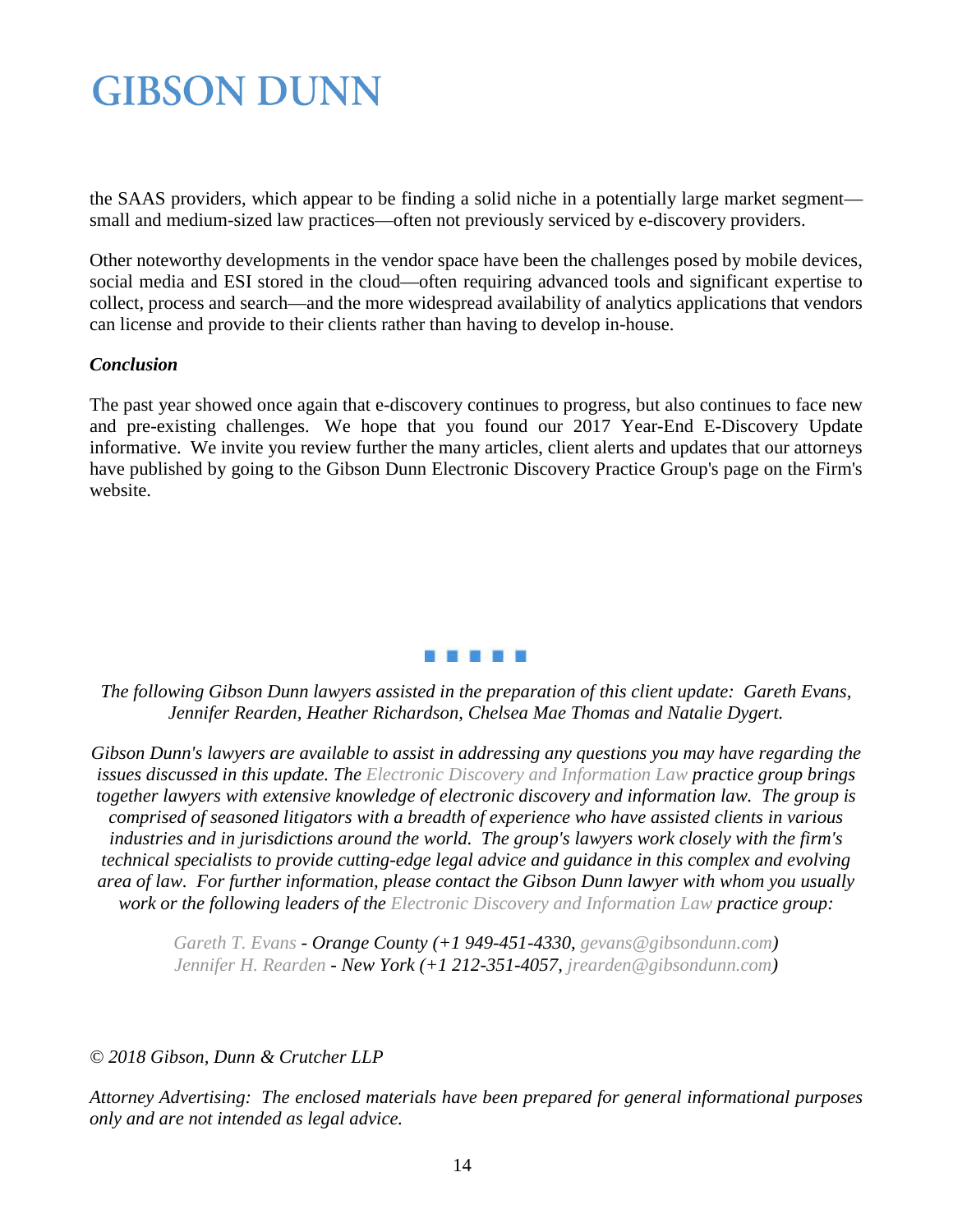the SAAS providers, which appear to be finding a solid niche in a potentially large market segment—small and medium-sized law practices—often not previously serviced by e-discovery providers.

Other noteworthy developments in the vendor space have been the challenges posed by mobile devices, social media and ESI stored in the cloud—often requiring advanced tools and significant expertise to collect, process and search—and the more widespread availability of analytics applications that vendors can license and provide to their clients rather than having to develop in-house.

***Conclusion***

The past year showed once again that e-discovery continues to progress, but also continues to face new and pre-existing challenges. We hope that you found our 2017 Year-End E-Discovery Update informative. We invite you review further the many articles, client alerts and updates that our attorneys have published by going to the Gibson Dunn Electronic Discovery Practice Group's page on the Firm's website.

▪ ▪ ▪ ▪ ▪

*The following Gibson Dunn lawyers assisted in the preparation of this client update: Gareth Evans, Jennifer Rearden, Heather Richardson, Chelsea Mae Thomas and Natalie Dygert.*

*Gibson Dunn's lawyers are available to assist in addressing any questions you may have regarding the issues discussed in this update. The Electronic Discovery and Information Law practice group brings together lawyers with extensive knowledge of electronic discovery and information law. The group is comprised of seasoned litigators with a breadth of experience who have assisted clients in various industries and in jurisdictions around the world. The group's lawyers work closely with the firm's technical specialists to provide cutting-edge legal advice and guidance in this complex and evolving area of law. For further information, please contact the Gibson Dunn lawyer with whom you usually work or the following leaders of the Electronic Discovery and Information Law practice group:*

*Gareth T. Evans - Orange County (+1 949-451-4330, gevans@gibsondunn.com)*
*Jennifer H. Rearden - New York (+1 212-351-4057, jrearden@gibsondunn.com)*

*© 2018 Gibson, Dunn & Crutcher LLP*

*Attorney Advertising: The enclosed materials have been prepared for general informational purposes only and are not intended as legal advice.*